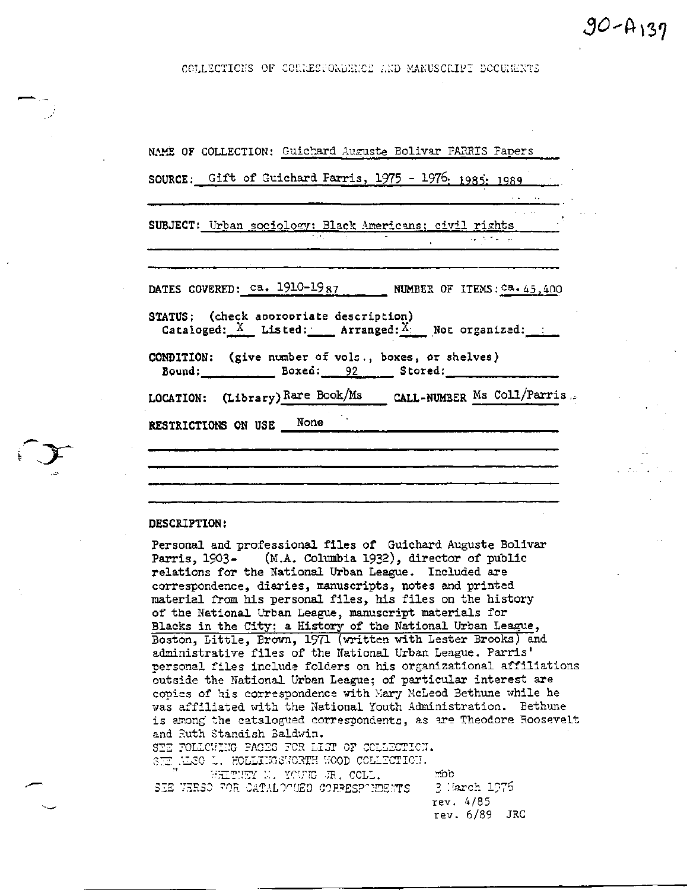90-A137

COLLECTIONS OF CORRESPONDENCE AND MANUSCRIPT DOCUMENTS

NAME OF COLLECTION: Guichard Auguste Bolivar PARRIS Papers

SOURCE: Gift of Guichard Parris, 1975 - 1976; 1985; 1989

SUBJECT: Urban sociology; Black Americans; civil rights

DATES COVERED: ca. 1910-1987 NUMBER OF ITEMS: ca. 45,400

STATUS; (check appropriate description)
Cataloged: X Listed: ___ Arranged: X Not organized: ___

CONDITION: (give number of vols., boxes, or shelves)
Bound: ___ Boxed: 92 Stored: ___

LOCATION: (Library) Rare Book/Ms CALL-NUMBER Ms Coll/Parris

RESTRICTIONS ON USE None

DESCRIPTION:

Personal and professional files of Guichard Auguste Bolivar Parris, 1903- (M.A. Columbia 1932), director of public relations for the National Urban League. Included are correspondence, diaries, manuscripts, notes and printed material from his personal files, his files on the history of the National Urban League, manuscript materials for Blacks in the City; a History of the National Urban League, Boston, Little, Brown, 1971 (written with Lester Brooks) and administrative files of the National Urban League. Parris' personal files include folders on his organizational affiliations outside the National Urban League; of particular interest are copies of his correspondence with Mary McLeod Bethune while he was affiliated with the National Youth Administration. Bethune is among the catalogued correspondents, as are Theodore Roosevelt and Ruth Standish Baldwin.
SEE FOLLOWING PAGES FOR LIST OF COLLECTION.
SEE ALSO L. HOLLINGSWORTH WOOD COLLECTION.
WHITNEY M. YOUNG JR. COLL.
SEE VERSO FOR CATALOGUED CORRESPONDENTS

mbb
3 March 1976
rev. 4/85
rev. 6/89 JRC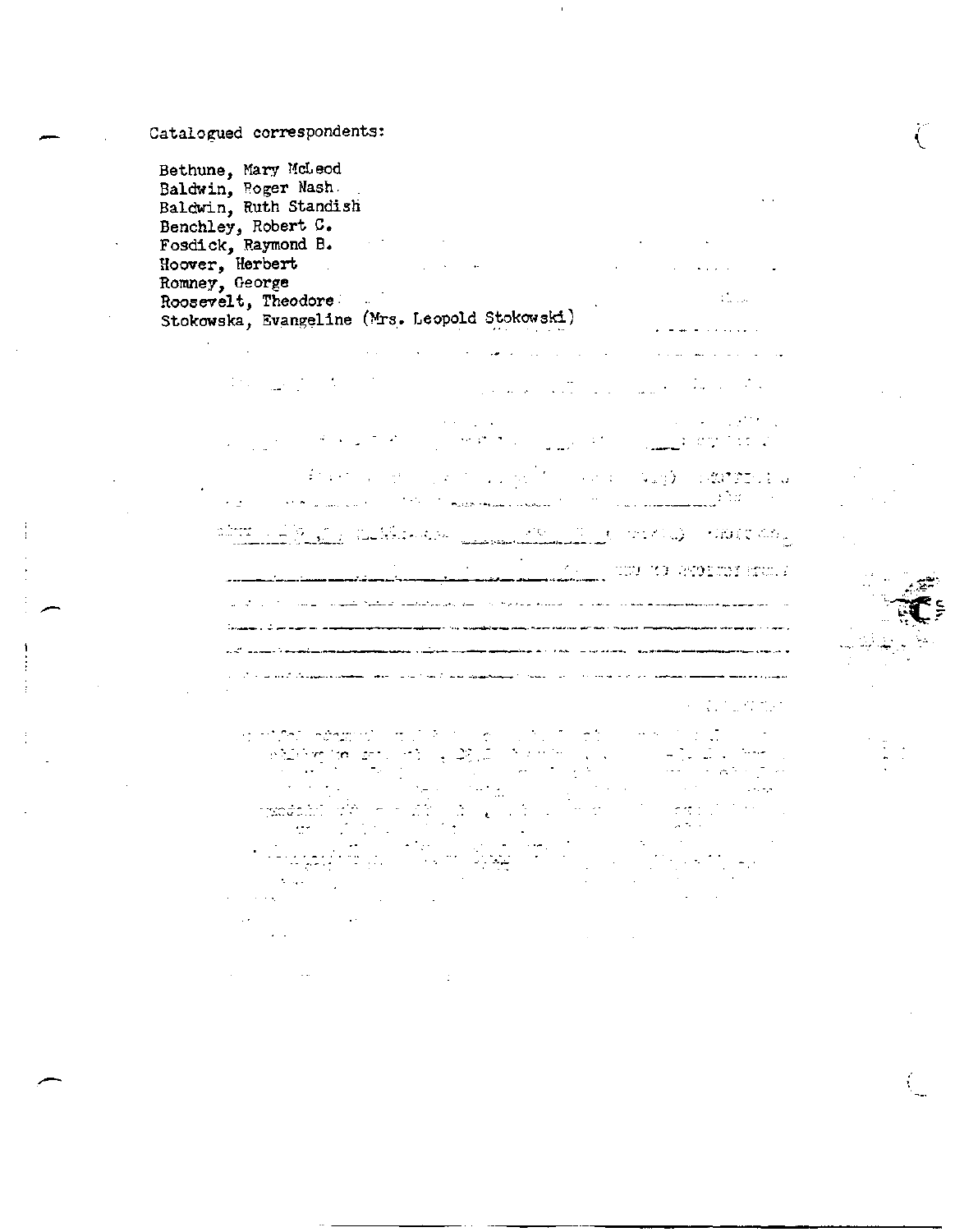Catalogued correspondents:

Bethune, Mary McLeod
Baldwin, Roger Nash
Baldwin, Ruth Standish
Benchley, Robert C.
Fosdick, Raymond B.
Hoover, Herbert
Romney, George
Roosevelt, Theodore
Stokowska, Evangeline (Mrs. Leopold Stokowski)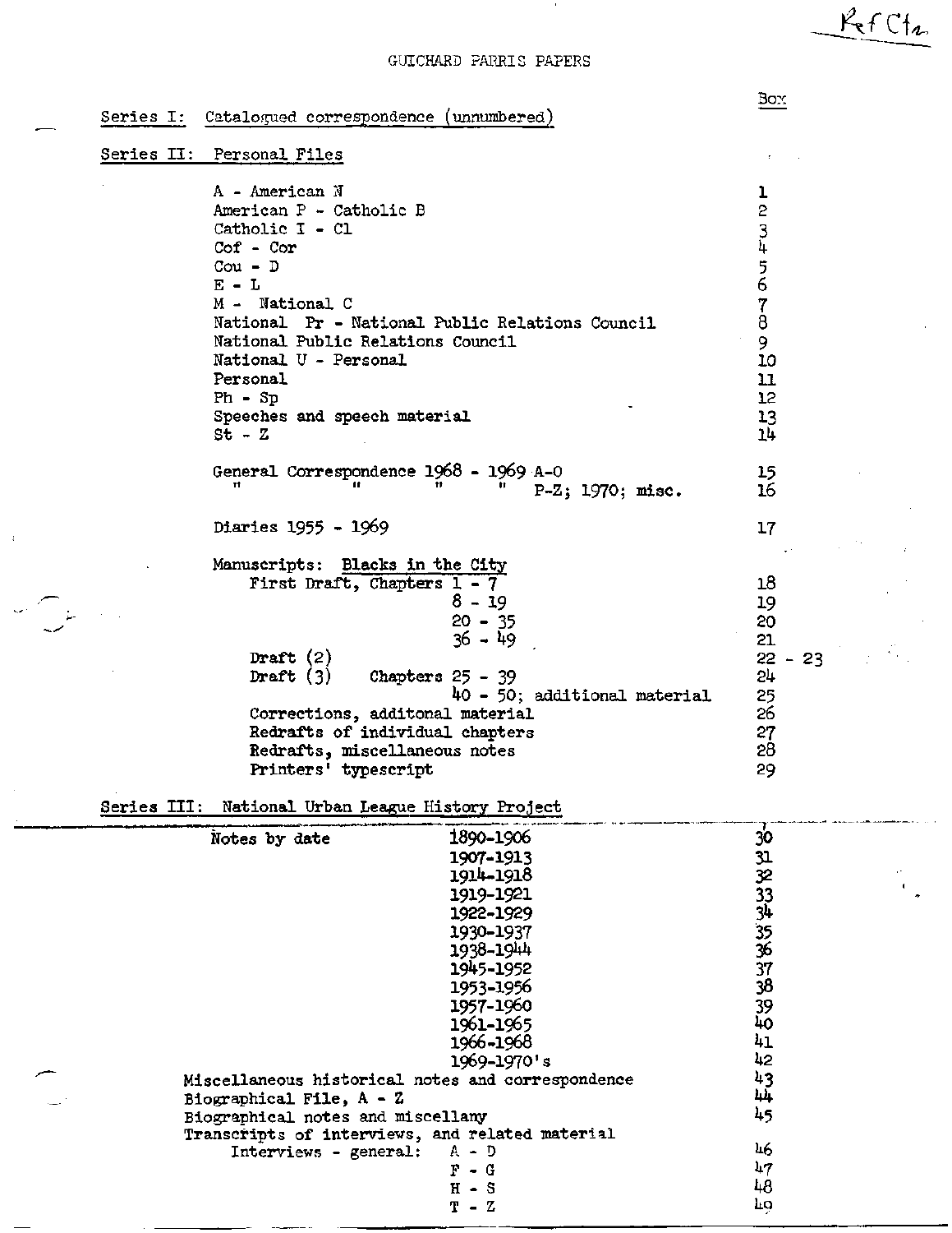Ref Ctr

# GUICHARD PARRIS PAPERS

| | Box |
|---|---|
| **Series I: Catalogued correspondence (unnumbered)** | |
| **Series II: Personal Files** | |
| A - American N | 1 |
| American P - Catholic B | 2 |
| Catholic I - Cl | 3 |
| Cof - Cor | 4 |
| Cou - D | 5 |
| E - L | 6 |
| M - National C | 7 |
| National Pr - National Public Relations Council | 8 |
| National Public Relations Council | 9 |
| National U - Personal | 10 |
| Personal | 11 |
| Ph - Sp | 12 |
| Speeches and speech material | 13 |
| St - Z | 14 |
| General Correspondence 1968 - 1969 A-O | 15 |
| " " " " P-Z; 1970; misc. | 16 |
| Diaries 1955 - 1969 | 17 |
| Manuscripts: Blacks in the City | |
| First Draft, Chapters 1 - 7 | 18 |
| 8 - 19 | 19 |
| 20 - 35 | 20 |
| 36 - 49 | 21 |
| Draft (2) | 22 - 23 |
| Draft (3) Chapters 25 - 39 | 24 |
| 40 - 50; additional material | 25 |
| Corrections, additonal material | 26 |
| Redrafts of individual chapters | 27 |
| Redrafts, miscellaneous notes | 28 |
| Printers' typescript | 29 |
| **Series III: National Urban League History Project** | |
| Notes by date 1890-1906 | 30 |
| 1907-1913 | 31 |
| 1914-1918 | 32 |
| 1919-1921 | 33 |
| 1922-1929 | 34 |
| 1930-1937 | 35 |
| 1938-1944 | 36 |
| 1945-1952 | 37 |
| 1953-1956 | 38 |
| 1957-1960 | 39 |
| 1961-1965 | 40 |
| 1966-1968 | 41 |
| 1969-1970's | 42 |
| Miscellaneous historical notes and correspondence | 43 |
| Biographical File, A - Z | 44 |
| Biographical notes and miscellany | 45 |
| Transcripts of interviews, and related material | |
| Interviews - general: A - D | 46 |
| F - G | 47 |
| H - S | 48 |
| T - Z | 49 |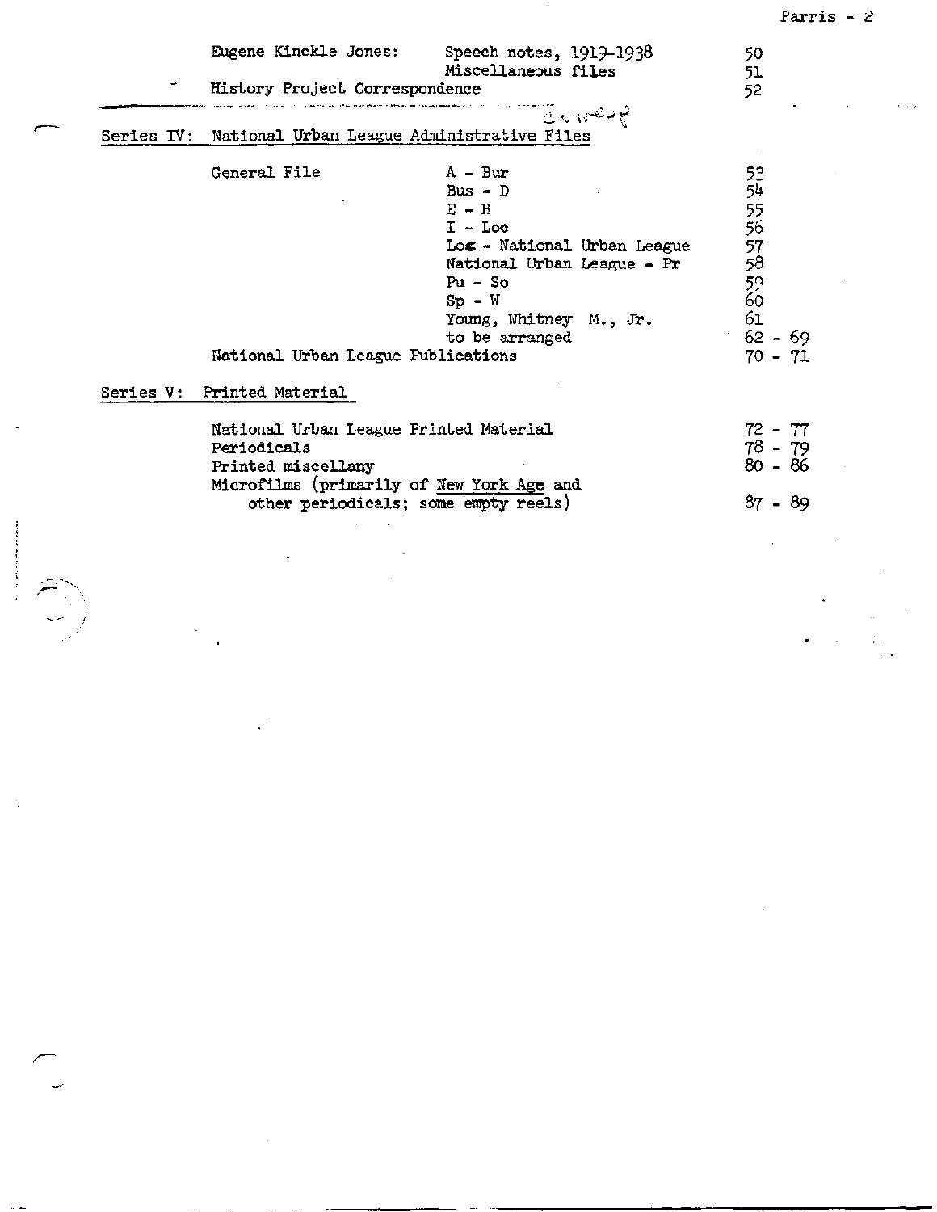| | | |
|---|---|---|
| Eugene Kinckle Jones: | Speech notes, 1919-1938 | 50 |
| | Miscellaneous files | 51 |
| History Project Correspondence | | 52 |

## Series IV: National Urban League Administrative Files

| | | |
|---|---|---|
| General File | A - Bur | 53 |
| | Bus - D | 54 |
| | E - H | 55 |
| | I - Loc | 56 |
| | Loc - National Urban League | 57 |
| | National Urban League - Pr | 58 |
| | Pu - So | 59 |
| | Sp - W | 60 |
| | Young, Whitney M., Jr. | 61 |
| | to be arranged | 62 - 69 |
| National Urban League Publications | | 70 - 71 |

## Series V: Printed Material

| | |
|---|---|
| National Urban League Printed Material | 72 - 77 |
| Periodicals | 78 - 79 |
| Printed miscellany | 80 - 86 |
| Microfilms (primarily of New York Age and other periodicals; some empty reels) | 87 - 89 |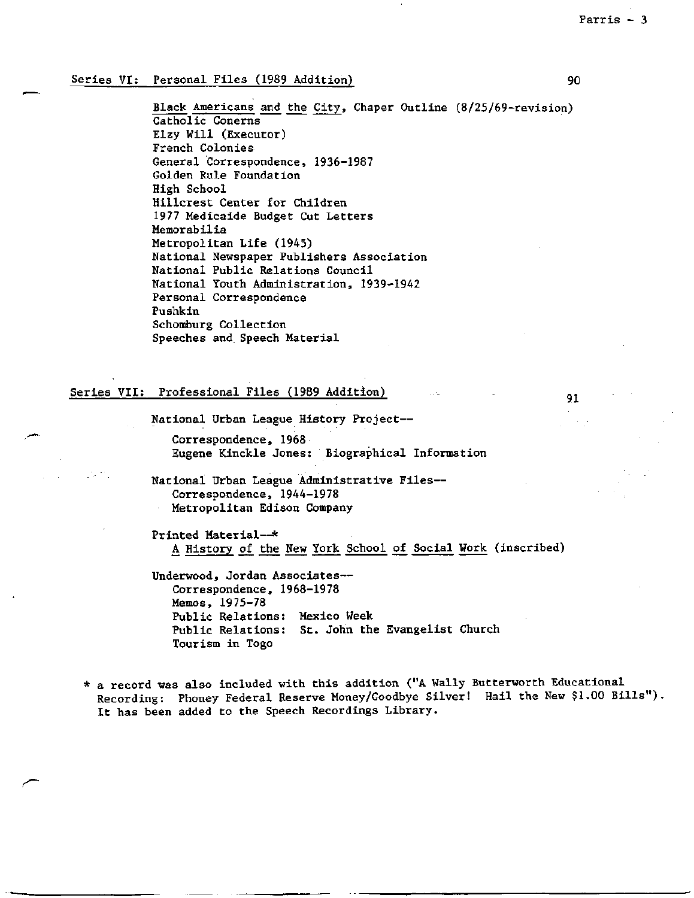## Series VI: Personal Files (1989 Addition) 90

Black Americans and the City, Chaper Outline (8/25/69-revision)
Catholic Conerns
Elzy Will (Executor)
French Colonies
General Correspondence, 1936-1987
Golden Rule Foundation
High School
Hillcrest Center for Children
1977 Medicaide Budget Cut Letters
Memorabilia
Metropolitan Life (1945)
National Newspaper Publishers Association
National Public Relations Council
National Youth Administration, 1939-1942
Personal Correspondence
Pushkin
Schomburg Collection
Speeches and Speech Material

## Series VII: Professional Files (1989 Addition) 91

National Urban League History Project--
- Correspondence, 1968
- Eugene Kinckle Jones: Biographical Information

National Urban League Administrative Files--
- Correspondence, 1944-1978
- Metropolitan Edison Company

Printed Material--*
- A History of the New York School of Social Work (inscribed)

Underwood, Jordan Associates--
- Correspondence, 1968-1978
- Memos, 1975-78
- Public Relations: Mexico Week
- Public Relations: St. John the Evangelist Church
- Tourism in Togo

* a record was also included with this addition ("A Wally Butterworth Educational Recording: Phoney Federal Reserve Money/Goodbye Silver! Hail the New $1.00 Bills"). It has been added to the Speech Recordings Library.